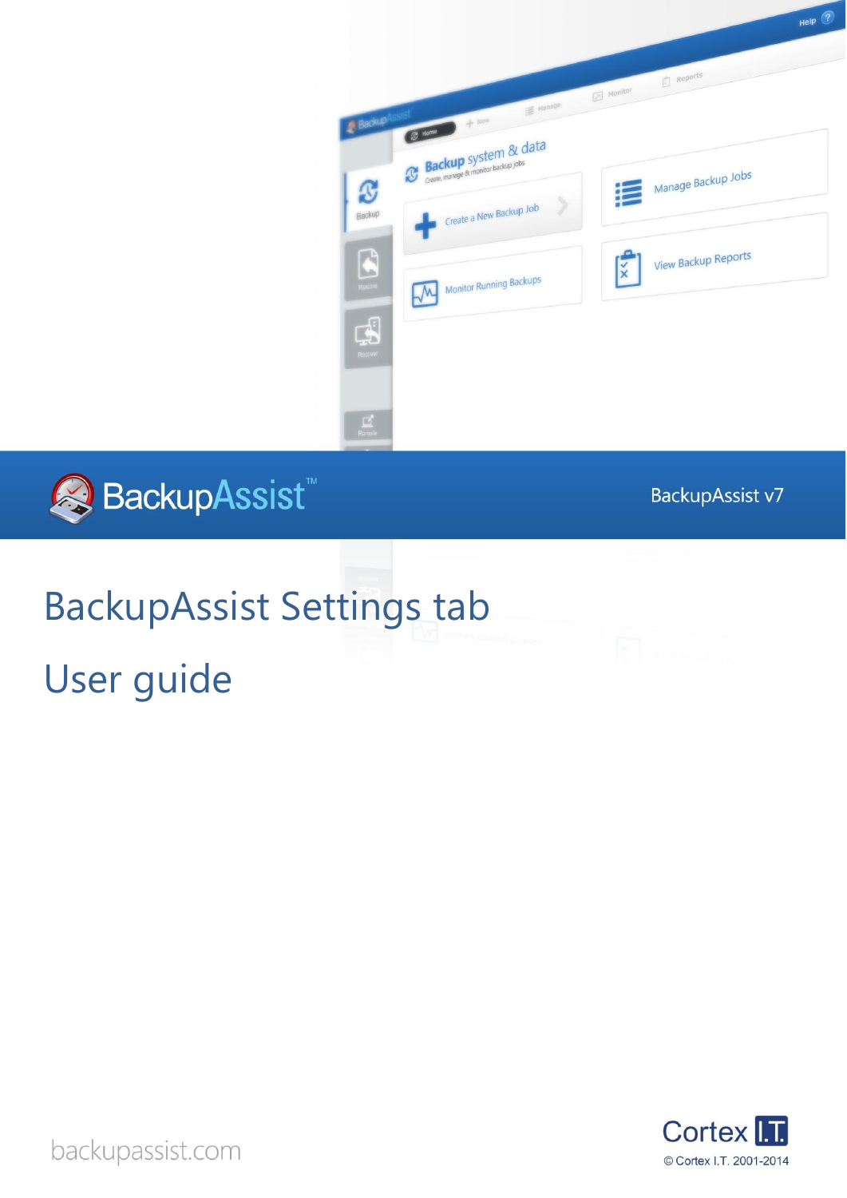BackupAssist™

BackupAssist v7

# BackupAssist Settings tab

# User guide

backupassist.com

Cortex I.T.

© Cortex I.T. 2001-2014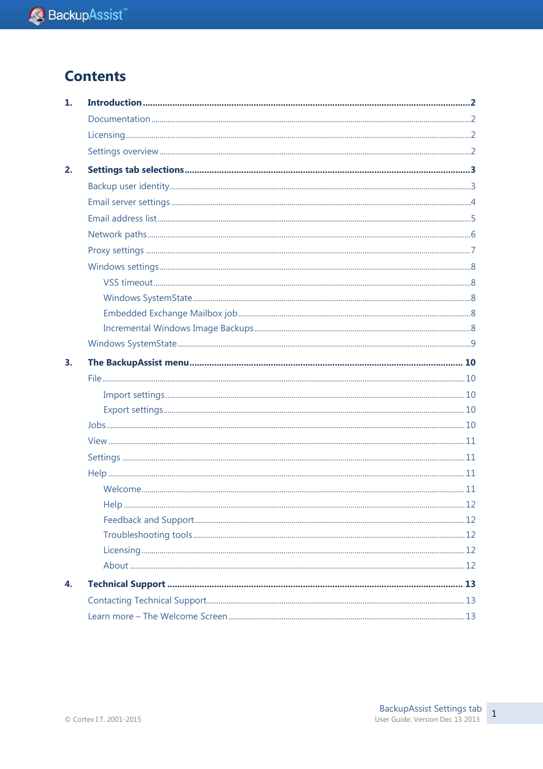# Contents

1. **Introduction** .......... **2**
   - Documentation .......... 2
   - Licensing .......... 2
   - Settings overview .......... 2
2. **Settings tab selections** .......... **3**
   - Backup user identity .......... 3
   - Email server settings .......... 4
   - Email address list .......... 5
   - Network paths .......... 6
   - Proxy settings .......... 7
   - Windows settings .......... 8
     - VSS timeout .......... 8
     - Windows SystemState .......... 8
     - Embedded Exchange Mailbox job .......... 8
     - Incremental Windows Image Backups .......... 8
   - Windows SystemState .......... 9
3. **The BackupAssist menu** .......... **10**
   - File .......... 10
     - Import settings .......... 10
     - Export settings .......... 10
   - Jobs .......... 10
   - View .......... 11
   - Settings .......... 11
   - Help .......... 11
     - Welcome .......... 11
     - Help .......... 12
     - Feedback and Support .......... 12
     - Troubleshooting tools .......... 12
     - Licensing .......... 12
     - About .......... 12
4. **Technical Support** .......... **13**
   - Contacting Technical Support .......... 13
   - Learn more – The Welcome Screen .......... 13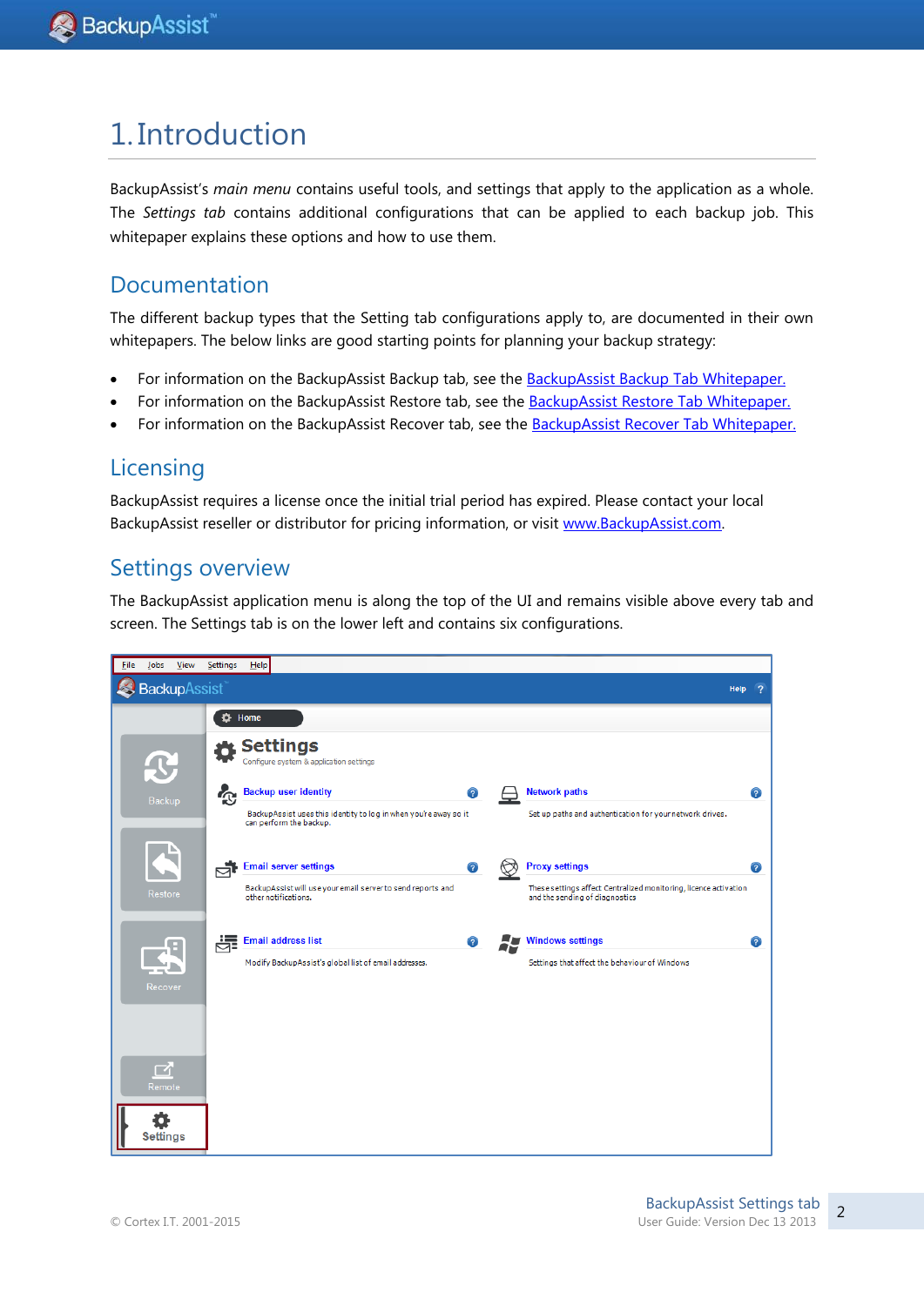# 1. Introduction

BackupAssist's *main menu* contains useful tools, and settings that apply to the application as a whole. The *Settings tab* contains additional configurations that can be applied to each backup job. This whitepaper explains these options and how to use them.

## Documentation

The different backup types that the Setting tab configurations apply to, are documented in their own whitepapers. The below links are good starting points for planning your backup strategy:

- For information on the BackupAssist Backup tab, see the BackupAssist Backup Tab Whitepaper.
- For information on the BackupAssist Restore tab, see the BackupAssist Restore Tab Whitepaper.
- For information on the BackupAssist Recover tab, see the BackupAssist Recover Tab Whitepaper.

## Licensing

BackupAssist requires a license once the initial trial period has expired. Please contact your local BackupAssist reseller or distributor for pricing information, or visit www.BackupAssist.com.

## Settings overview

The BackupAssist application menu is along the top of the UI and remains visible above every tab and screen. The Settings tab is on the lower left and contains six configurations.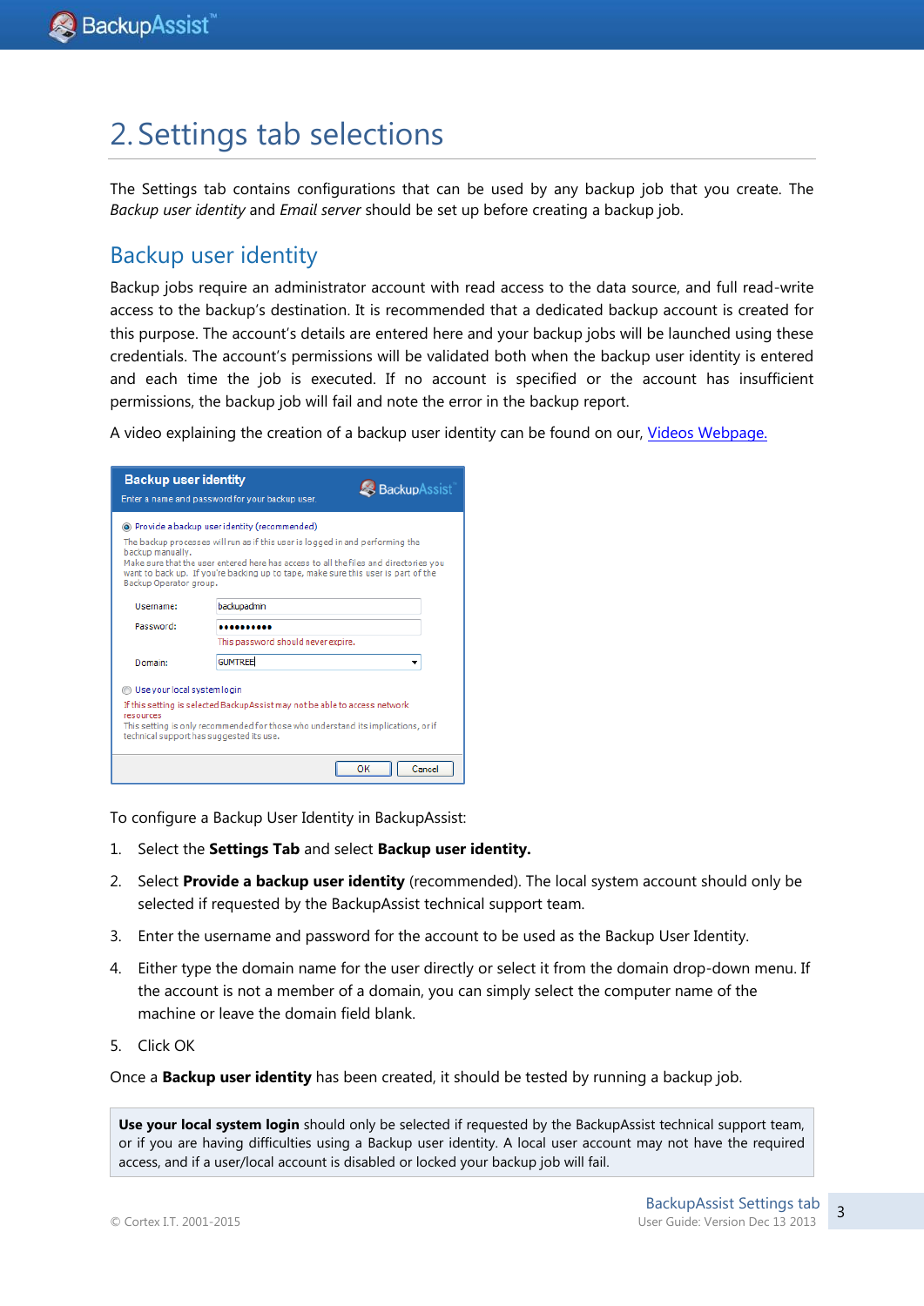# 2. Settings tab selections

The Settings tab contains configurations that can be used by any backup job that you create. The *Backup user identity* and *Email server* should be set up before creating a backup job.

## Backup user identity

Backup jobs require an administrator account with read access to the data source, and full read-write access to the backup's destination. It is recommended that a dedicated backup account is created for this purpose. The account's details are entered here and your backup jobs will be launched using these credentials. The account's permissions will be validated both when the backup user identity is entered and each time the job is executed. If no account is specified or the account has insufficient permissions, the backup job will fail and note the error in the backup report.

A video explaining the creation of a backup user identity can be found on our, [Videos Webpage.]()

To configure a Backup User Identity in BackupAssist:

1. Select the **Settings Tab** and select **Backup user identity.**
2. Select **Provide a backup user identity** (recommended). The local system account should only be selected if requested by the BackupAssist technical support team.
3. Enter the username and password for the account to be used as the Backup User Identity.
4. Either type the domain name for the user directly or select it from the domain drop-down menu. If the account is not a member of a domain, you can simply select the computer name of the machine or leave the domain field blank.
5. Click OK

Once a **Backup user identity** has been created, it should be tested by running a backup job.

> **Use your local system login** should only be selected if requested by the BackupAssist technical support team, or if you are having difficulties using a Backup user identity. A local user account may not have the required access, and if a user/local account is disabled or locked your backup job will fail.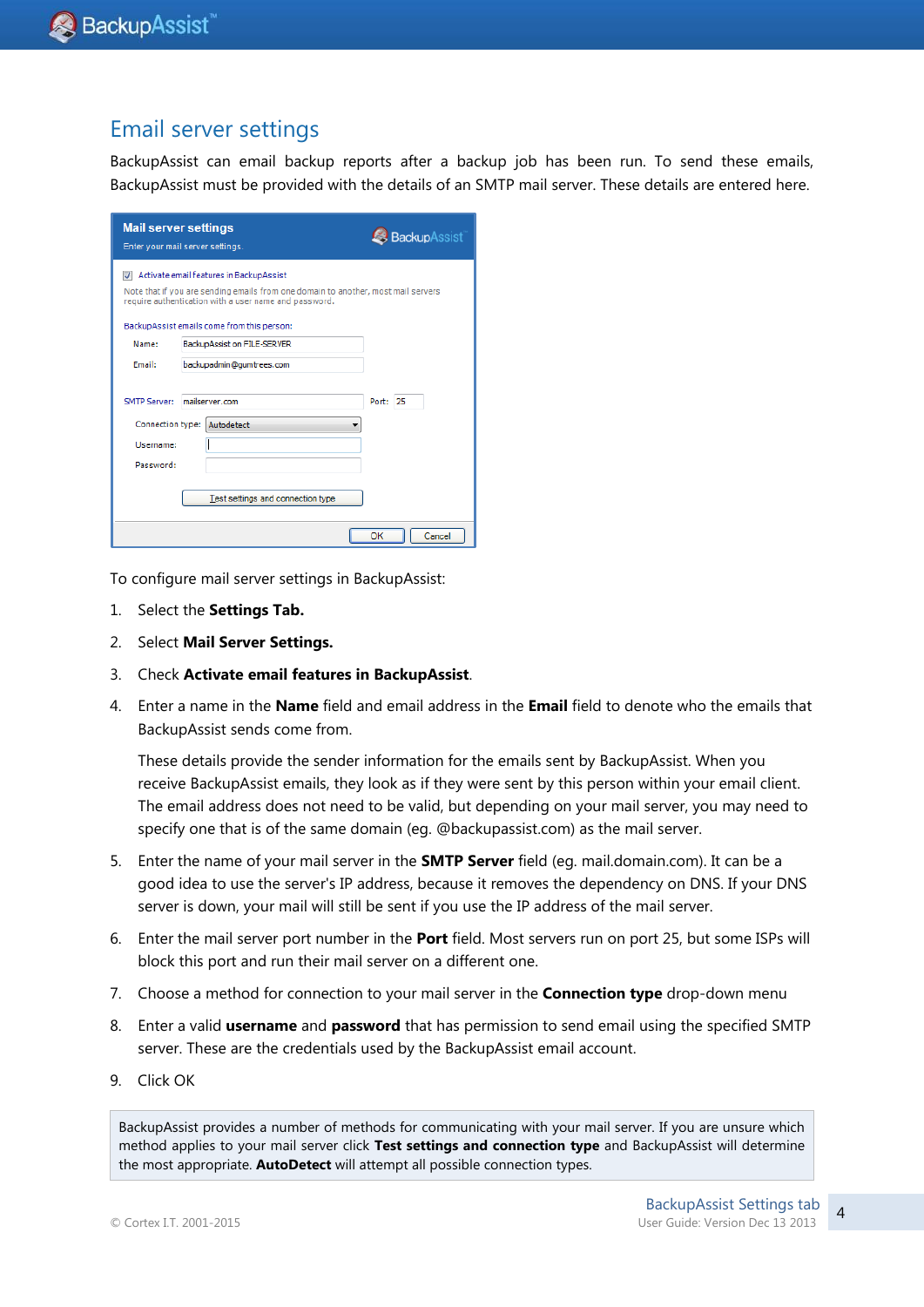## Email server settings

BackupAssist can email backup reports after a backup job has been run. To send these emails, BackupAssist must be provided with the details of an SMTP mail server. These details are entered here.

To configure mail server settings in BackupAssist:

1. Select the **Settings Tab.**
2. Select **Mail Server Settings.**
3. Check **Activate email features in BackupAssist**.
4. Enter a name in the **Name** field and email address in the **Email** field to denote who the emails that BackupAssist sends come from.

   These details provide the sender information for the emails sent by BackupAssist. When you receive BackupAssist emails, they look as if they were sent by this person within your email client. The email address does not need to be valid, but depending on your mail server, you may need to specify one that is of the same domain (eg. @backupassist.com) as the mail server.

5. Enter the name of your mail server in the **SMTP Server** field (eg. mail.domain.com). It can be a good idea to use the server's IP address, because it removes the dependency on DNS. If your DNS server is down, your mail will still be sent if you use the IP address of the mail server.
6. Enter the mail server port number in the **Port** field. Most servers run on port 25, but some ISPs will block this port and run their mail server on a different one.
7. Choose a method for connection to your mail server in the **Connection type** drop-down menu
8. Enter a valid **username** and **password** that has permission to send email using the specified SMTP server. These are the credentials used by the BackupAssist email account.
9. Click OK

BackupAssist provides a number of methods for communicating with your mail server. If you are unsure which method applies to your mail server click **Test settings and connection type** and BackupAssist will determine the most appropriate. **AutoDetect** will attempt all possible connection types.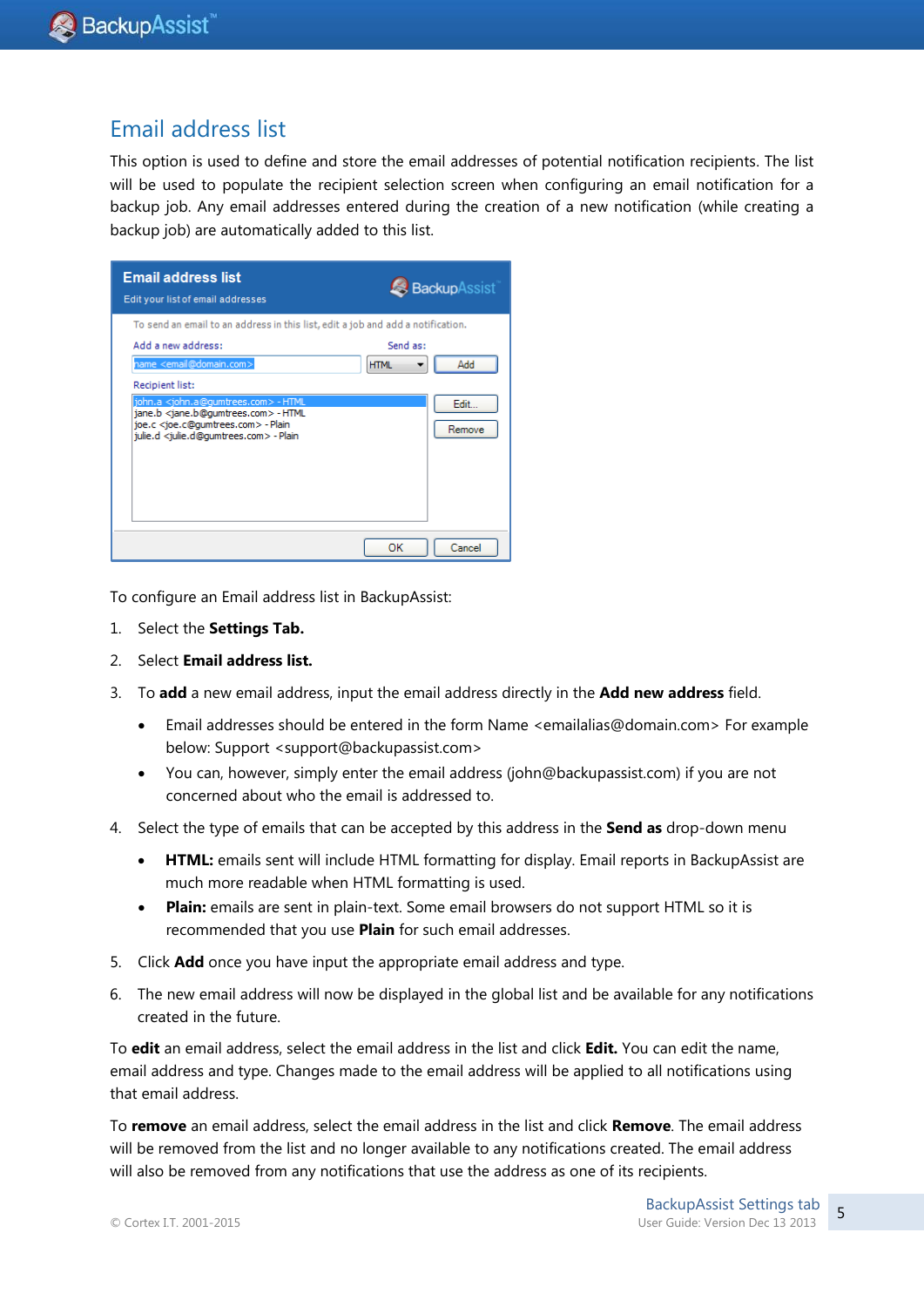## Email address list

This option is used to define and store the email addresses of potential notification recipients. The list will be used to populate the recipient selection screen when configuring an email notification for a backup job. Any email addresses entered during the creation of a new notification (while creating a backup job) are automatically added to this list.

To configure an Email address list in BackupAssist:

1. Select the **Settings Tab.**
2. Select **Email address list.**
3. To **add** a new email address, input the email address directly in the **Add new address** field.
   - Email addresses should be entered in the form Name <emailalias@domain.com> For example below: Support <support@backupassist.com>
   - You can, however, simply enter the email address (john@backupassist.com) if you are not concerned about who the email is addressed to.
4. Select the type of emails that can be accepted by this address in the **Send as** drop-down menu
   - **HTML:** emails sent will include HTML formatting for display. Email reports in BackupAssist are much more readable when HTML formatting is used.
   - **Plain:** emails are sent in plain-text. Some email browsers do not support HTML so it is recommended that you use **Plain** for such email addresses.
5. Click **Add** once you have input the appropriate email address and type.
6. The new email address will now be displayed in the global list and be available for any notifications created in the future.

To **edit** an email address, select the email address in the list and click **Edit.** You can edit the name, email address and type. Changes made to the email address will be applied to all notifications using that email address.

To **remove** an email address, select the email address in the list and click **Remove**. The email address will be removed from the list and no longer available to any notifications created. The email address will also be removed from any notifications that use the address as one of its recipients.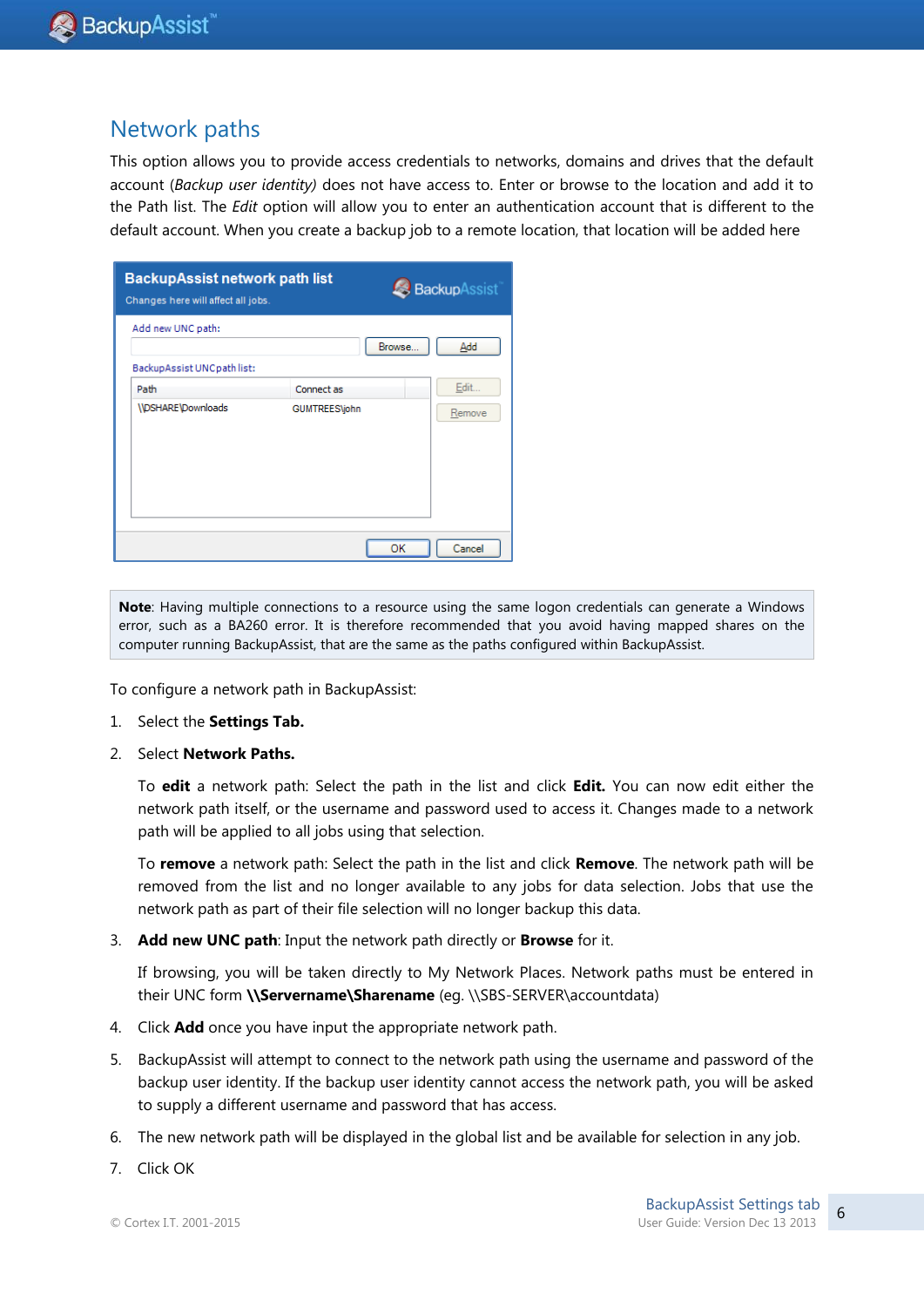## Network paths

This option allows you to provide access credentials to networks, domains and drives that the default account (*Backup user identity)* does not have access to. Enter or browse to the location and add it to the Path list. The *Edit* option will allow you to enter an authentication account that is different to the default account. When you create a backup job to a remote location, that location will be added here

**Note**: Having multiple connections to a resource using the same logon credentials can generate a Windows error, such as a BA260 error. It is therefore recommended that you avoid having mapped shares on the computer running BackupAssist, that are the same as the paths configured within BackupAssist.

To configure a network path in BackupAssist:

1. Select the **Settings Tab.**
2. Select **Network Paths.**

   To **edit** a network path: Select the path in the list and click **Edit.** You can now edit either the network path itself, or the username and password used to access it. Changes made to a network path will be applied to all jobs using that selection.

   To **remove** a network path: Select the path in the list and click **Remove**. The network path will be removed from the list and no longer available to any jobs for data selection. Jobs that use the network path as part of their file selection will no longer backup this data.

3. **Add new UNC path**: Input the network path directly or **Browse** for it.

   If browsing, you will be taken directly to My Network Places. Network paths must be entered in their UNC form **\\Servername\Sharename** (eg. \\SBS-SERVER\accountdata)

4. Click **Add** once you have input the appropriate network path.
5. BackupAssist will attempt to connect to the network path using the username and password of the backup user identity. If the backup user identity cannot access the network path, you will be asked to supply a different username and password that has access.
6. The new network path will be displayed in the global list and be available for selection in any job.
7. Click OK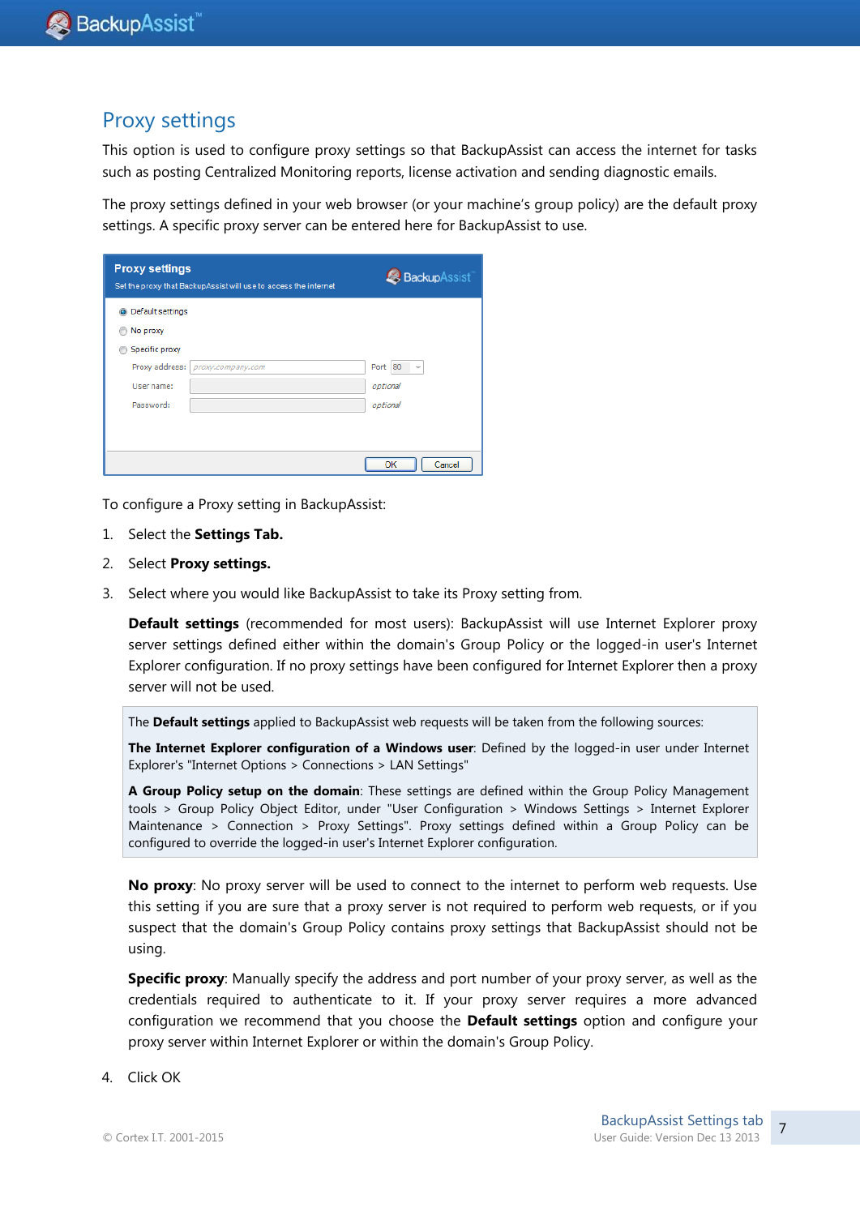## Proxy settings

This option is used to configure proxy settings so that BackupAssist can access the internet for tasks such as posting Centralized Monitoring reports, license activation and sending diagnostic emails.

The proxy settings defined in your web browser (or your machine's group policy) are the default proxy settings. A specific proxy server can be entered here for BackupAssist to use.

To configure a Proxy setting in BackupAssist:

1. Select the **Settings Tab.**
2. Select **Proxy settings.**
3. Select where you would like BackupAssist to take its Proxy setting from.

   **Default settings** (recommended for most users): BackupAssist will use Internet Explorer proxy server settings defined either within the domain's Group Policy or the logged-in user's Internet Explorer configuration. If no proxy settings have been configured for Internet Explorer then a proxy server will not be used.

   > The **Default settings** applied to BackupAssist web requests will be taken from the following sources:
   >
   > **The Internet Explorer configuration of a Windows user**: Defined by the logged-in user under Internet Explorer's "Internet Options > Connections > LAN Settings"
   >
   > **A Group Policy setup on the domain**: These settings are defined within the Group Policy Management tools > Group Policy Object Editor, under "User Configuration > Windows Settings > Internet Explorer Maintenance > Connection > Proxy Settings". Proxy settings defined within a Group Policy can be configured to override the logged-in user's Internet Explorer configuration.

   **No proxy**: No proxy server will be used to connect to the internet to perform web requests. Use this setting if you are sure that a proxy server is not required to perform web requests, or if you suspect that the domain's Group Policy contains proxy settings that BackupAssist should not be using.

   **Specific proxy**: Manually specify the address and port number of your proxy server, as well as the credentials required to authenticate to it. If your proxy server requires a more advanced configuration we recommend that you choose the **Default settings** option and configure your proxy server within Internet Explorer or within the domain's Group Policy.

4. Click OK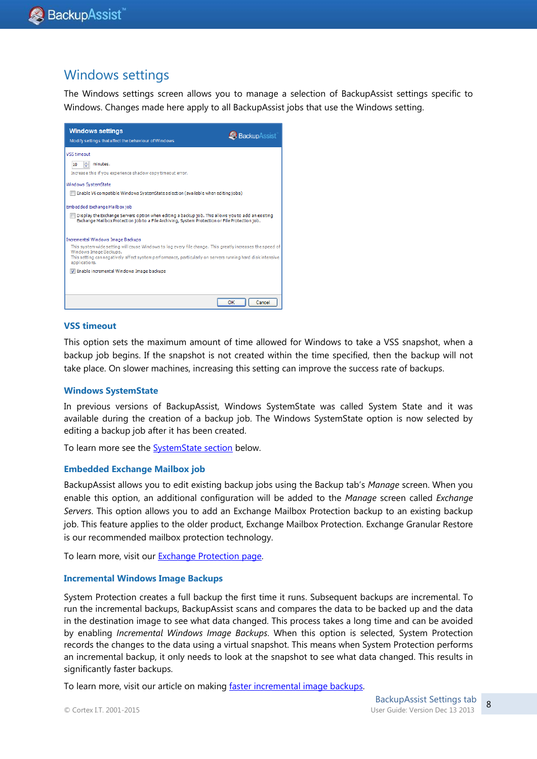# Windows settings

The Windows settings screen allows you to manage a selection of BackupAssist settings specific to Windows. Changes made here apply to all BackupAssist jobs that use the Windows setting.

### VSS timeout

This option sets the maximum amount of time allowed for Windows to take a VSS snapshot, when a backup job begins. If the snapshot is not created within the time specified, then the backup will not take place. On slower machines, increasing this setting can improve the success rate of backups.

### Windows SystemState

In previous versions of BackupAssist, Windows SystemState was called System State and it was available during the creation of a backup job. The Windows SystemState option is now selected by editing a backup job after it has been created.

To learn more see the SystemState section below.

### Embedded Exchange Mailbox job

BackupAssist allows you to edit existing backup jobs using the Backup tab's *Manage* screen. When you enable this option, an additional configuration will be added to the *Manage* screen called *Exchange Servers*. This option allows you to add an Exchange Mailbox Protection backup to an existing backup job. This feature applies to the older product, Exchange Mailbox Protection. Exchange Granular Restore is our recommended mailbox protection technology.

To learn more, visit our Exchange Protection page.

### Incremental Windows Image Backups

System Protection creates a full backup the first time it runs. Subsequent backups are incremental. To run the incremental backups, BackupAssist scans and compares the data to be backed up and the data in the destination image to see what data changed. This process takes a long time and can be avoided by enabling *Incremental Windows Image Backups*. When this option is selected, System Protection records the changes to the data using a virtual snapshot. This means when System Protection performs an incremental backup, it only needs to look at the snapshot to see what data changed. This results in significantly faster backups.

To learn more, visit our article on making faster incremental image backups.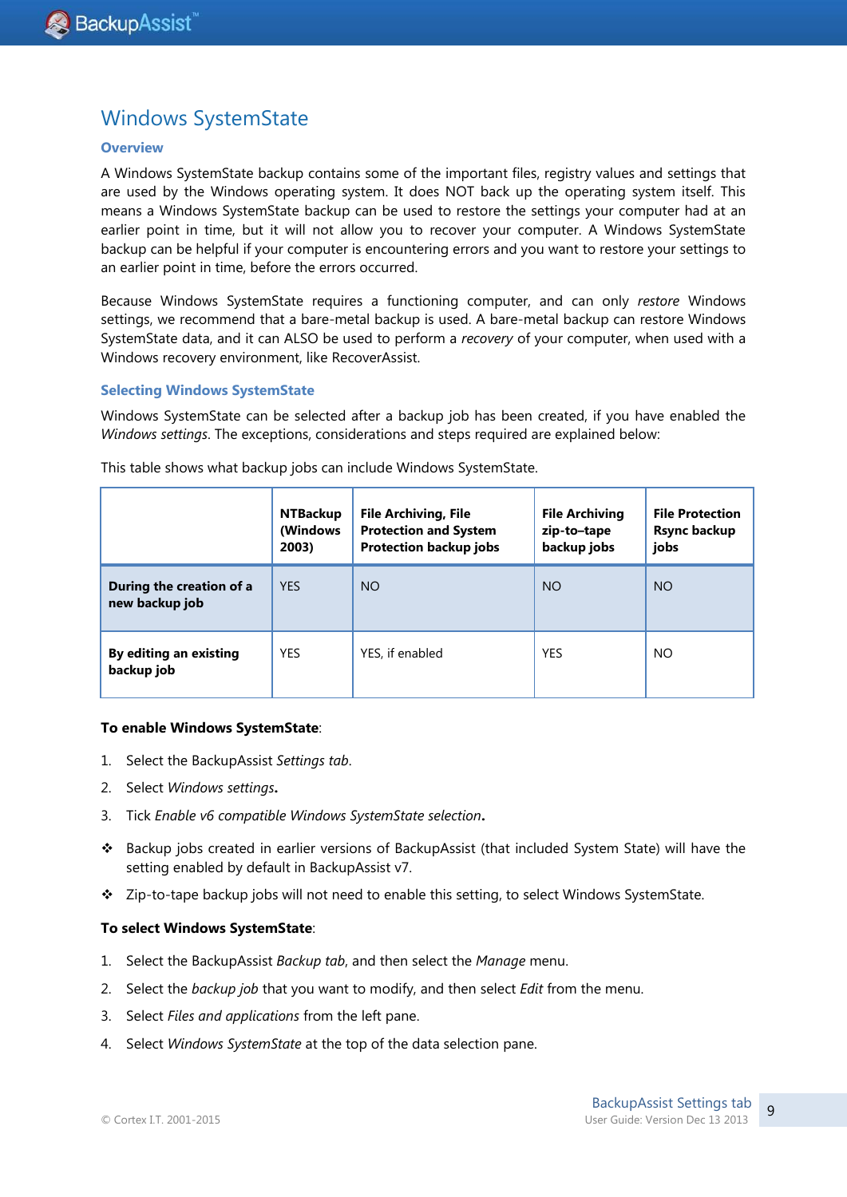# Windows SystemState

### Overview

A Windows SystemState backup contains some of the important files, registry values and settings that are used by the Windows operating system. It does NOT back up the operating system itself. This means a Windows SystemState backup can be used to restore the settings your computer had at an earlier point in time, but it will not allow you to recover your computer. A Windows SystemState backup can be helpful if your computer is encountering errors and you want to restore your settings to an earlier point in time, before the errors occurred.

Because Windows SystemState requires a functioning computer, and can only *restore* Windows settings, we recommend that a bare-metal backup is used. A bare-metal backup can restore Windows SystemState data, and it can ALSO be used to perform a *recovery* of your computer, when used with a Windows recovery environment, like RecoverAssist.

### Selecting Windows SystemState

Windows SystemState can be selected after a backup job has been created, if you have enabled the *Windows settings*. The exceptions, considerations and steps required are explained below:

This table shows what backup jobs can include Windows SystemState.

| | NTBackup (Windows 2003) | File Archiving, File Protection and System Protection backup jobs | File Archiving zip-to-tape backup jobs | File Protection Rsync backup jobs |
|---|---|---|---|---|
| **During the creation of a new backup job** | YES | NO | NO | NO |
| **By editing an existing backup job** | YES | YES, if enabled | YES | NO |

**To enable Windows SystemState**:

1. Select the BackupAssist *Settings tab*.
2. Select *Windows settings***.**
3. Tick *Enable v6 compatible Windows SystemState selection***.**

- Backup jobs created in earlier versions of BackupAssist (that included System State) will have the setting enabled by default in BackupAssist v7.
- Zip-to-tape backup jobs will not need to enable this setting, to select Windows SystemState.

**To select Windows SystemState**:

1. Select the BackupAssist *Backup tab*, and then select the *Manage* menu.
2. Select the *backup job* that you want to modify, and then select *Edit* from the menu.
3. Select *Files and applications* from the left pane.
4. Select *Windows SystemState* at the top of the data selection pane.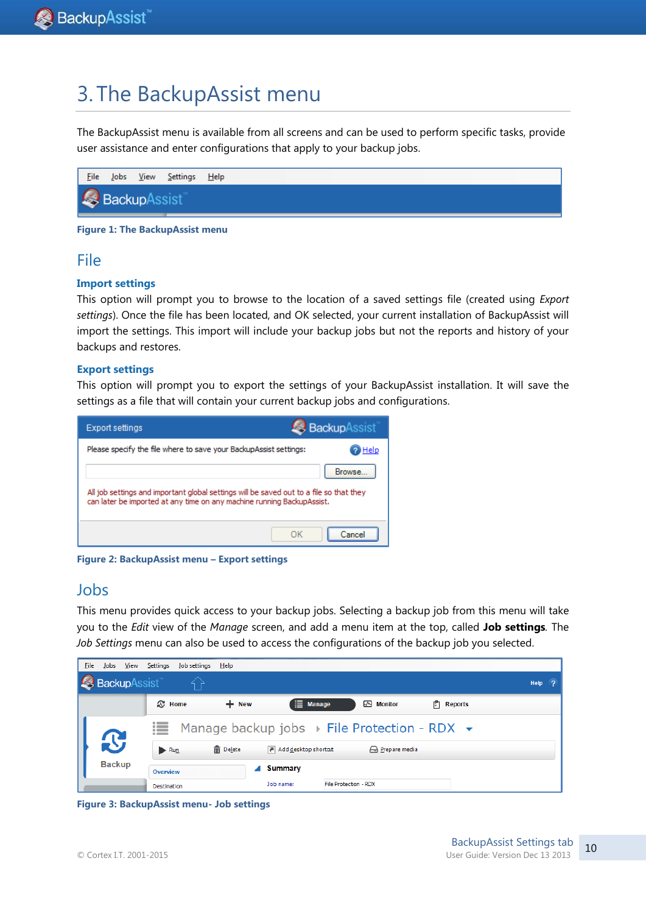# 3. The BackupAssist menu

The BackupAssist menu is available from all screens and can be used to perform specific tasks, provide user assistance and enter configurations that apply to your backup jobs.

**Figure 1: The BackupAssist menu**

## File

### Import settings

This option will prompt you to browse to the location of a saved settings file (created using *Export settings*). Once the file has been located, and OK selected, your current installation of BackupAssist will import the settings. This import will include your backup jobs but not the reports and history of your backups and restores.

### Export settings

This option will prompt you to export the settings of your BackupAssist installation. It will save the settings as a file that will contain your current backup jobs and configurations.

**Figure 2: BackupAssist menu – Export settings**

## Jobs

This menu provides quick access to your backup jobs. Selecting a backup job from this menu will take you to the *Edit* view of the *Manage* screen, and add a menu item at the top, called **Job settings**. The *Job Settings* menu can also be used to access the configurations of the backup job you selected.

**Figure 3: BackupAssist menu- Job settings**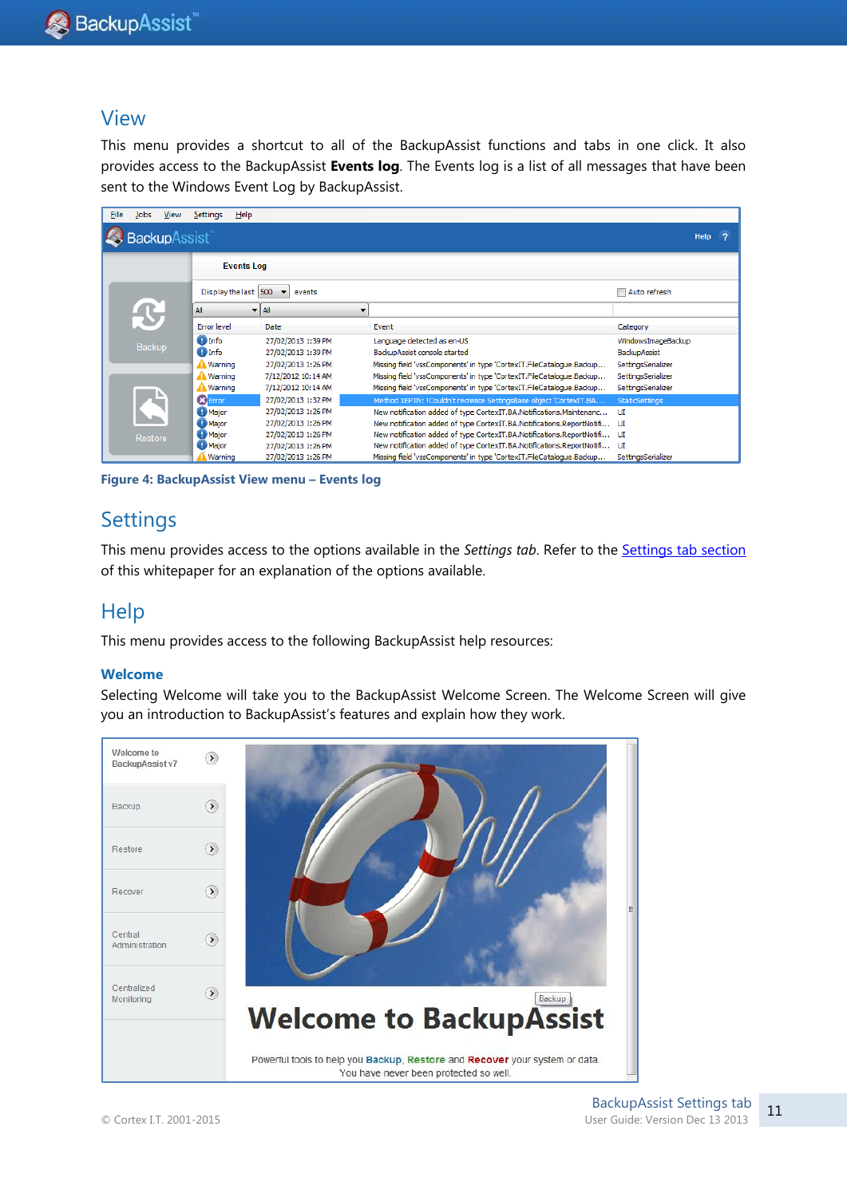## View

This menu provides a shortcut to all of the BackupAssist functions and tabs in one click. It also provides access to the BackupAssist **Events log**. The Events log is a list of all messages that have been sent to the Windows Event Log by BackupAssist.

**Figure 4: BackupAssist View menu – Events log**

## Settings

This menu provides access to the options available in the *Settings tab*. Refer to the Settings tab section of this whitepaper for an explanation of the options available.

## Help

This menu provides access to the following BackupAssist help resources:

### Welcome

Selecting Welcome will take you to the BackupAssist Welcome Screen. The Welcome Screen will give you an introduction to BackupAssist's features and explain how they work.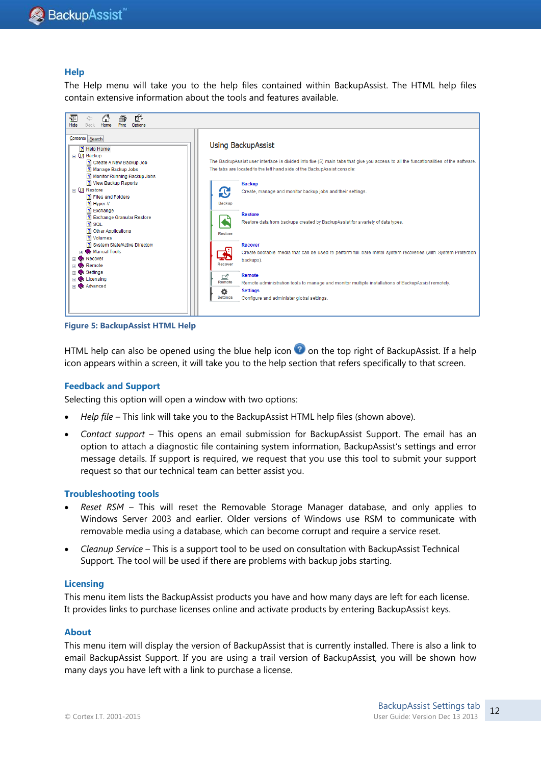## Help

The Help menu will take you to the help files contained within BackupAssist. The HTML help files contain extensive information about the tools and features available.

**Figure 5: BackupAssist HTML Help**

HTML help can also be opened using the blue help icon on the top right of BackupAssist. If a help icon appears within a screen, it will take you to the help section that refers specifically to that screen.

## Feedback and Support

Selecting this option will open a window with two options:

- *Help file* – This link will take you to the BackupAssist HTML help files (shown above).
- *Contact support* – This opens an email submission for BackupAssist Support. The email has an option to attach a diagnostic file containing system information, BackupAssist's settings and error message details. If support is required, we request that you use this tool to submit your support request so that our technical team can better assist you.

## Troubleshooting tools

- *Reset RSM* – This will reset the Removable Storage Manager database, and only applies to Windows Server 2003 and earlier. Older versions of Windows use RSM to communicate with removable media using a database, which can become corrupt and require a service reset.
- *Cleanup Service* – This is a support tool to be used on consultation with BackupAssist Technical Support. The tool will be used if there are problems with backup jobs starting.

## Licensing

This menu item lists the BackupAssist products you have and how many days are left for each license. It provides links to purchase licenses online and activate products by entering BackupAssist keys.

## About

This menu item will display the version of BackupAssist that is currently installed. There is also a link to email BackupAssist Support. If you are using a trail version of BackupAssist, you will be shown how many days you have left with a link to purchase a license.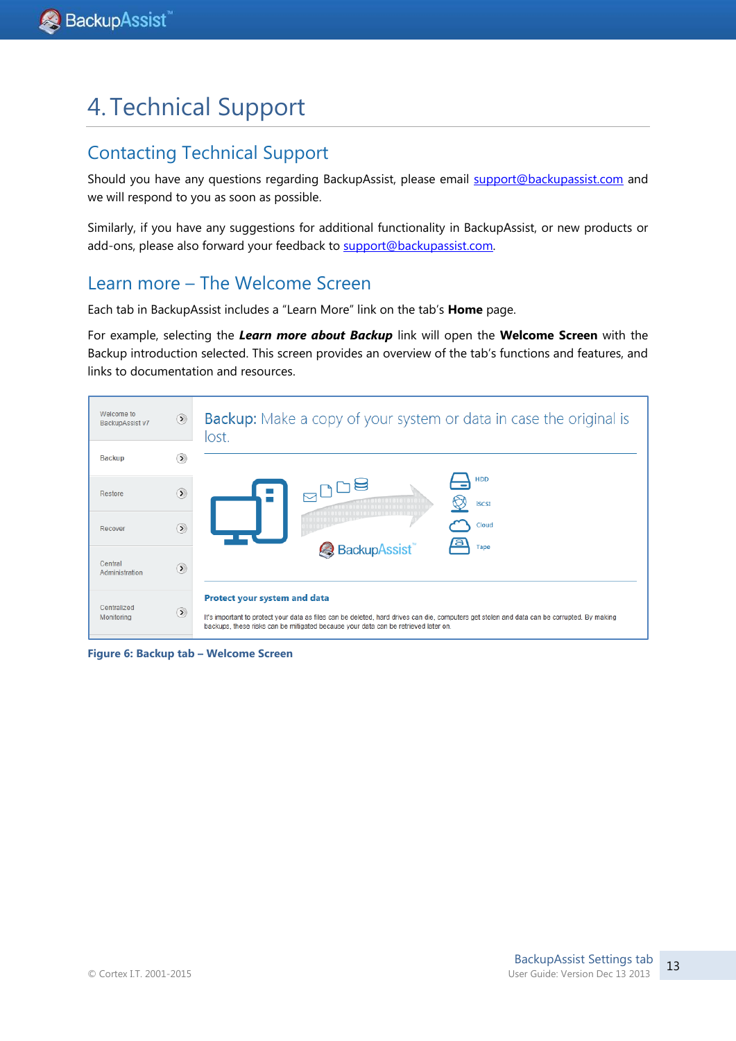# 4. Technical Support

## Contacting Technical Support

Should you have any questions regarding BackupAssist, please email support@backupassist.com and we will respond to you as soon as possible.

Similarly, if you have any suggestions for additional functionality in BackupAssist, or new products or add-ons, please also forward your feedback to support@backupassist.com.

## Learn more – The Welcome Screen

Each tab in BackupAssist includes a "Learn More" link on the tab's **Home** page.

For example, selecting the ***Learn more about Backup*** link will open the **Welcome Screen** with the Backup introduction selected. This screen provides an overview of the tab's functions and features, and links to documentation and resources.

**Figure 6: Backup tab – Welcome Screen**